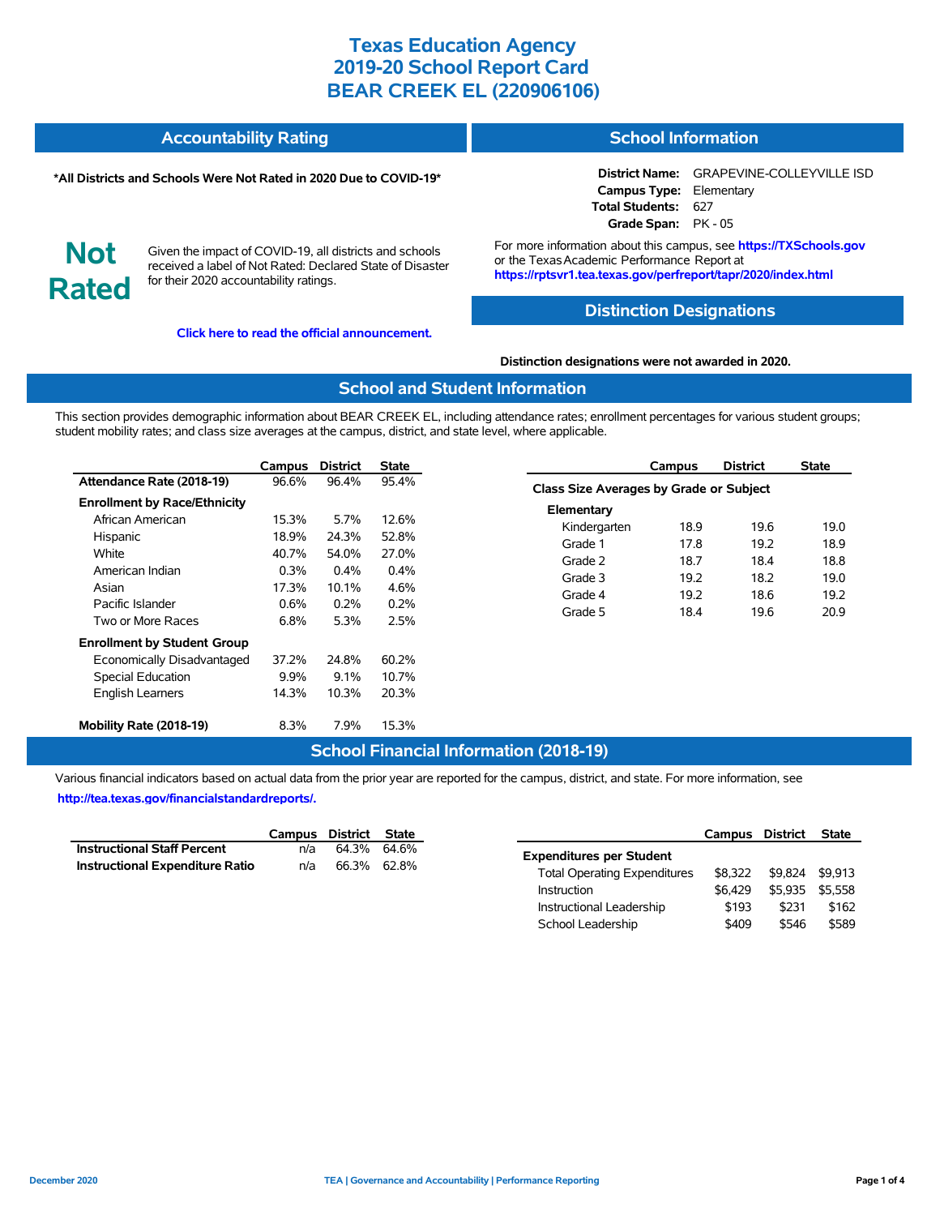# Texas Education Agency
# 2019-20 School Report Card
# BEAR CREEK EL (220906106)

## Accountability Rating

**\*All Districts and Schools Were Not Rated in 2020 Due to COVID-19\***

**Not Rated**

Given the impact of COVID-19, all districts and schools received a label of Not Rated: Declared State of Disaster for their 2020 accountability ratings.

**Click here to read the official announcement.**

## School Information

**District Name:** GRAPEVINE-COLLEYVILLE ISD
**Campus Type:** Elementary
**Total Students:** 627
**Grade Span:** PK - 05

For more information about this campus, see **https://TXSchools.gov** or the Texas Academic Performance Report at **https://rptsvr1.tea.texas.gov/perfreport/tapr/2020/index.html**

## Distinction Designations

**Distinction designations were not awarded in 2020.**

## School and Student Information

This section provides demographic information about BEAR CREEK EL, including attendance rates; enrollment percentages for various student groups; student mobility rates; and class size averages at the campus, district, and state level, where applicable.

| | Campus | District | State |
|---|---|---|---|
| **Attendance Rate (2018-19)** | 96.6% | 96.4% | 95.4% |
| **Enrollment by Race/Ethnicity** | | | |
| African American | 15.3% | 5.7% | 12.6% |
| Hispanic | 18.9% | 24.3% | 52.8% |
| White | 40.7% | 54.0% | 27.0% |
| American Indian | 0.3% | 0.4% | 0.4% |
| Asian | 17.3% | 10.1% | 4.6% |
| Pacific Islander | 0.6% | 0.2% | 0.2% |
| Two or More Races | 6.8% | 5.3% | 2.5% |
| **Enrollment by Student Group** | | | |
| Economically Disadvantaged | 37.2% | 24.8% | 60.2% |
| Special Education | 9.9% | 9.1% | 10.7% |
| English Learners | 14.3% | 10.3% | 20.3% |
| **Mobility Rate (2018-19)** | 8.3% | 7.9% | 15.3% |

| | Campus | District | State |
|---|---|---|---|
| **Class Size Averages by Grade or Subject** | | | |
| **Elementary** | | | |
| Kindergarten | 18.9 | 19.6 | 19.0 |
| Grade 1 | 17.8 | 19.2 | 18.9 |
| Grade 2 | 18.7 | 18.4 | 18.8 |
| Grade 3 | 19.2 | 18.2 | 19.0 |
| Grade 4 | 19.2 | 18.6 | 19.2 |
| Grade 5 | 18.4 | 19.6 | 20.9 |

## School Financial Information (2018-19)

Various financial indicators based on actual data from the prior year are reported for the campus, district, and state. For more information, see **http://tea.texas.gov/financialstandardreports/.**

| | Campus | District | State |
|---|---|---|---|
| **Instructional Staff Percent** | n/a | 64.3% | 64.6% |
| **Instructional Expenditure Ratio** | n/a | 66.3% | 62.8% |

| | Campus | District | State |
|---|---|---|---|
| **Expenditures per Student** | | | |
| Total Operating Expenditures | $8,322 | $9,824 | $9,913 |
| Instruction | $6,429 | $5,935 | $5,558 |
| Instructional Leadership | $193 | $231 | $162 |
| School Leadership | $409 | $546 | $589 |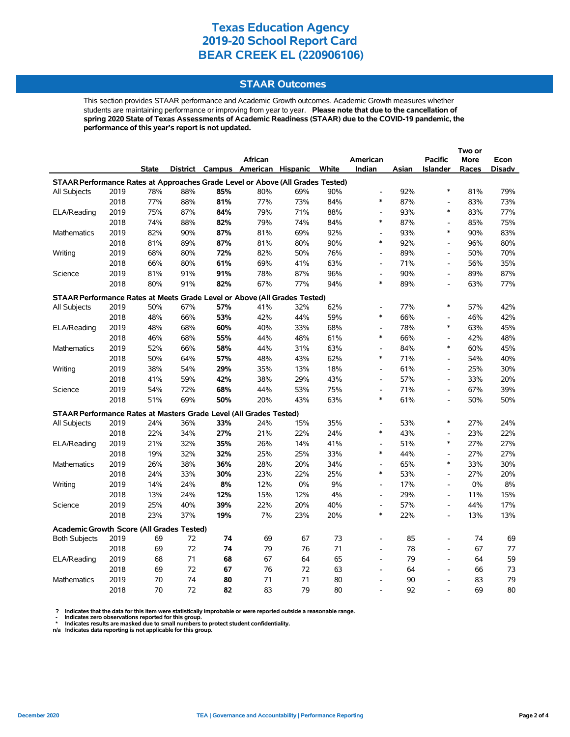# Texas Education Agency
# 2019-20 School Report Card
# BEAR CREEK EL (220906106)

## STAAR Outcomes

This section provides STAAR performance and Academic Growth outcomes. Academic Growth measures whether students are maintaining performance or improving from year to year. **Please note that due to the cancellation of spring 2020 State of Texas Assessments of Academic Readiness (STAAR) due to the COVID-19 pandemic, the performance of this year's report is not updated.**

| | | State | District | Campus | African American | Hispanic | White | American Indian | Asian | Pacific Islander | Two or More Races | Econ Disadv |
|---|---|---|---|---|---|---|---|---|---|---|---|---|
| **STAAR Performance Rates at Approaches Grade Level or Above (All Grades Tested)** | | | | | | | | | | | | |
| All Subjects | 2019 | 78% | 88% | **85%** | 80% | 69% | 90% | - | 92% | * | 81% | 79% |
| | 2018 | 77% | 88% | **81%** | 77% | 73% | 84% | * | 87% | - | 83% | 73% |
| ELA/Reading | 2019 | 75% | 87% | **84%** | 79% | 71% | 88% | - | 93% | * | 83% | 77% |
| | 2018 | 74% | 88% | **82%** | 79% | 74% | 84% | * | 87% | - | 85% | 75% |
| Mathematics | 2019 | 82% | 90% | **87%** | 81% | 69% | 92% | - | 93% | * | 90% | 83% |
| | 2018 | 81% | 89% | **87%** | 81% | 80% | 90% | * | 92% | - | 96% | 80% |
| Writing | 2019 | 68% | 80% | **72%** | 82% | 50% | 76% | - | 89% | - | 50% | 70% |
| | 2018 | 66% | 80% | **61%** | 69% | 41% | 63% | - | 71% | - | 56% | 35% |
| Science | 2019 | 81% | 91% | **91%** | 78% | 87% | 96% | - | 90% | - | 89% | 87% |
| | 2018 | 80% | 91% | **82%** | 67% | 77% | 94% | * | 89% | - | 63% | 77% |
| **STAAR Performance Rates at Meets Grade Level or Above (All Grades Tested)** | | | | | | | | | | | | |
| All Subjects | 2019 | 50% | 67% | **57%** | 41% | 32% | 62% | - | 77% | * | 57% | 42% |
| | 2018 | 48% | 66% | **53%** | 42% | 44% | 59% | * | 66% | - | 46% | 42% |
| ELA/Reading | 2019 | 48% | 68% | **60%** | 40% | 33% | 68% | - | 78% | * | 63% | 45% |
| | 2018 | 46% | 68% | **55%** | 44% | 48% | 61% | * | 66% | - | 42% | 48% |
| Mathematics | 2019 | 52% | 66% | **58%** | 44% | 31% | 63% | - | 84% | * | 60% | 45% |
| | 2018 | 50% | 64% | **57%** | 48% | 43% | 62% | * | 71% | - | 54% | 40% |
| Writing | 2019 | 38% | 54% | **29%** | 35% | 13% | 18% | - | 61% | - | 25% | 30% |
| | 2018 | 41% | 59% | **42%** | 38% | 29% | 43% | - | 57% | - | 33% | 20% |
| Science | 2019 | 54% | 72% | **68%** | 44% | 53% | 75% | - | 71% | - | 67% | 39% |
| | 2018 | 51% | 69% | **50%** | 20% | 43% | 63% | * | 61% | - | 50% | 50% |
| **STAAR Performance Rates at Masters Grade Level (All Grades Tested)** | | | | | | | | | | | | |
| All Subjects | 2019 | 24% | 36% | **33%** | 24% | 15% | 35% | - | 53% | * | 27% | 24% |
| | 2018 | 22% | 34% | **27%** | 21% | 22% | 24% | * | 43% | - | 23% | 22% |
| ELA/Reading | 2019 | 21% | 32% | **35%** | 26% | 14% | 41% | - | 51% | * | 27% | 27% |
| | 2018 | 19% | 32% | **32%** | 25% | 25% | 33% | * | 44% | - | 27% | 27% |
| Mathematics | 2019 | 26% | 38% | **36%** | 28% | 20% | 34% | - | 65% | * | 33% | 30% |
| | 2018 | 24% | 33% | **30%** | 23% | 22% | 25% | * | 53% | - | 27% | 20% |
| Writing | 2019 | 14% | 24% | **8%** | 12% | 0% | 9% | - | 17% | - | 0% | 8% |
| | 2018 | 13% | 24% | **12%** | 15% | 12% | 4% | - | 29% | - | 11% | 15% |
| Science | 2019 | 25% | 40% | **39%** | 22% | 20% | 40% | - | 57% | - | 44% | 17% |
| | 2018 | 23% | 37% | **19%** | 7% | 23% | 20% | * | 22% | - | 13% | 13% |
| **Academic Growth Score (All Grades Tested)** | | | | | | | | | | | | |
| Both Subjects | 2019 | 69 | 72 | **74** | 69 | 67 | 73 | - | 85 | - | 74 | 69 |
| | 2018 | 69 | 72 | **74** | 79 | 76 | 71 | - | 78 | - | 67 | 77 |
| ELA/Reading | 2019 | 68 | 71 | **68** | 67 | 64 | 65 | - | 79 | - | 64 | 59 |
| | 2018 | 69 | 72 | **67** | 76 | 72 | 63 | - | 64 | - | 66 | 73 |
| Mathematics | 2019 | 70 | 74 | **80** | 71 | 71 | 80 | - | 90 | - | 83 | 79 |
| | 2018 | 70 | 72 | **82** | 83 | 79 | 80 | - | 92 | - | 69 | 80 |

**?** Indicates that the data for this item were statistically improbable or were reported outside a reasonable range.
**-** Indicates zero observations reported for this group.
**\*** Indicates results are masked due to small numbers to protect student confidentiality.
**n/a** Indicates data reporting is not applicable for this group.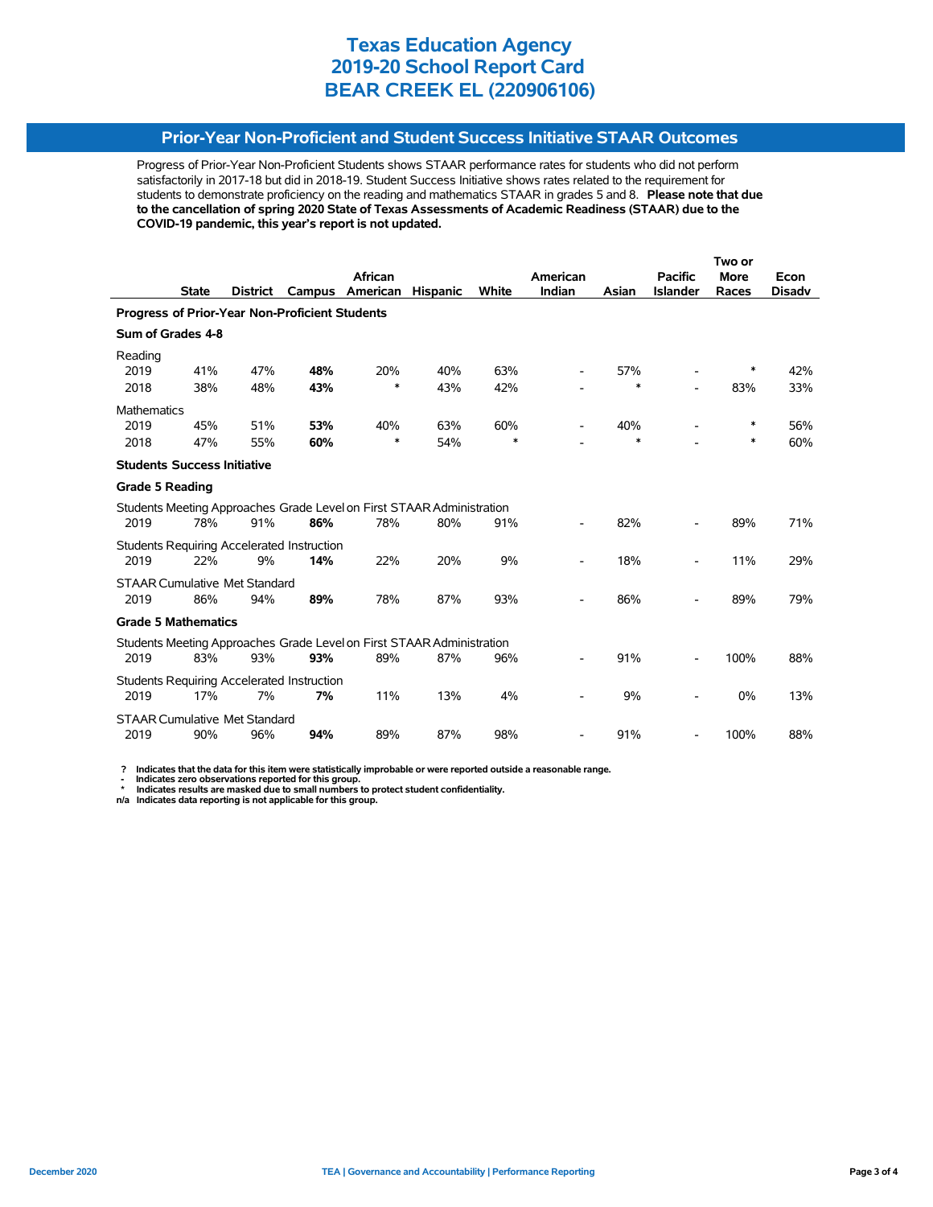# Texas Education Agency
# 2019-20 School Report Card
# BEAR CREEK EL (220906106)

## Prior-Year Non-Proficient and Student Success Initiative STAAR Outcomes

Progress of Prior-Year Non-Proficient Students shows STAAR performance rates for students who did not perform satisfactorily in 2017-18 but did in 2018-19. Student Success Initiative shows rates related to the requirement for students to demonstrate proficiency on the reading and mathematics STAAR in grades 5 and 8. **Please note that due to the cancellation of spring 2020 State of Texas Assessments of Academic Readiness (STAAR) due to the COVID-19 pandemic, this year's report is not updated.**

| | State | District | Campus | African American | Hispanic | White | American Indian | Asian | Pacific Islander | Two or More Races | Econ Disadv |
|---|---|---|---|---|---|---|---|---|---|---|---|
| **Progress of Prior-Year Non-Proficient Students** | | | | | | | | | | | |
| **Sum of Grades 4-8** | | | | | | | | | | | |
| Reading | | | | | | | | | | | |
| 2019 | 41% | 47% | **48%** | 20% | 40% | 63% | - | 57% | - | * | 42% |
| 2018 | 38% | 48% | **43%** | * | 43% | 42% | - | * | - | 83% | 33% |
| Mathematics | | | | | | | | | | | |
| 2019 | 45% | 51% | **53%** | 40% | 63% | 60% | - | 40% | - | * | 56% |
| 2018 | 47% | 55% | **60%** | * | 54% | * | - | * | - | * | 60% |
| **Students Success Initiative** | | | | | | | | | | | |
| **Grade 5 Reading** | | | | | | | | | | | |
| Students Meeting Approaches Grade Level on First STAAR Administration | | | | | | | | | | | |
| 2019 | 78% | 91% | **86%** | 78% | 80% | 91% | - | 82% | - | 89% | 71% |
| Students Requiring Accelerated Instruction | | | | | | | | | | | |
| 2019 | 22% | 9% | **14%** | 22% | 20% | 9% | - | 18% | - | 11% | 29% |
| STAAR Cumulative Met Standard | | | | | | | | | | | |
| 2019 | 86% | 94% | **89%** | 78% | 87% | 93% | - | 86% | - | 89% | 79% |
| **Grade 5 Mathematics** | | | | | | | | | | | |
| Students Meeting Approaches Grade Level on First STAAR Administration | | | | | | | | | | | |
| 2019 | 83% | 93% | **93%** | 89% | 87% | 96% | - | 91% | - | 100% | 88% |
| Students Requiring Accelerated Instruction | | | | | | | | | | | |
| 2019 | 17% | 7% | **7%** | 11% | 13% | 4% | - | 9% | - | 0% | 13% |
| STAAR Cumulative Met Standard | | | | | | | | | | | |
| 2019 | 90% | 96% | **94%** | 89% | 87% | 98% | - | 91% | - | 100% | 88% |

**? Indicates that the data for this item were statistically improbable or were reported outside a reasonable range.**
**- Indicates zero observations reported for this group.**
**\* Indicates results are masked due to small numbers to protect student confidentiality.**
**n/a Indicates data reporting is not applicable for this group.**